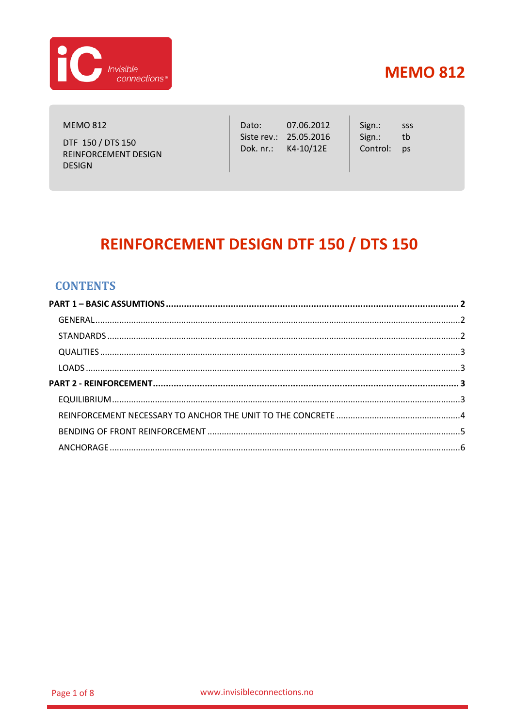# MEMO 812

| MEMO 812<br><br>DTF 150 / DTS 150<br>REINFORCEMENT DESIGN<br>DESIGN | Dato: 07.06.2012<br>Siste rev.: 25.05.2016<br>Dok. nr.: K4-10/12E | Sign.: sss<br>Sign.: tb<br>Control: ps |
|---|---|---|

# REINFORCEMENT DESIGN DTF 150 / DTS 150

## CONTENTS

**PART 1 – BASIC ASSUMTIONS ........ 2**

- GENERAL ........ 2
- STANDARDS ........ 2
- QUALITIES ........ 3
- LOADS ........ 3

**PART 2 - REINFORCEMENT ........ 3**

- EQUILIBRIUM ........ 3
- REINFORCEMENT NECESSARY TO ANCHOR THE UNIT TO THE CONCRETE ........ 4
- BENDING OF FRONT REINFORCEMENT ........ 5
- ANCHORAGE ........ 6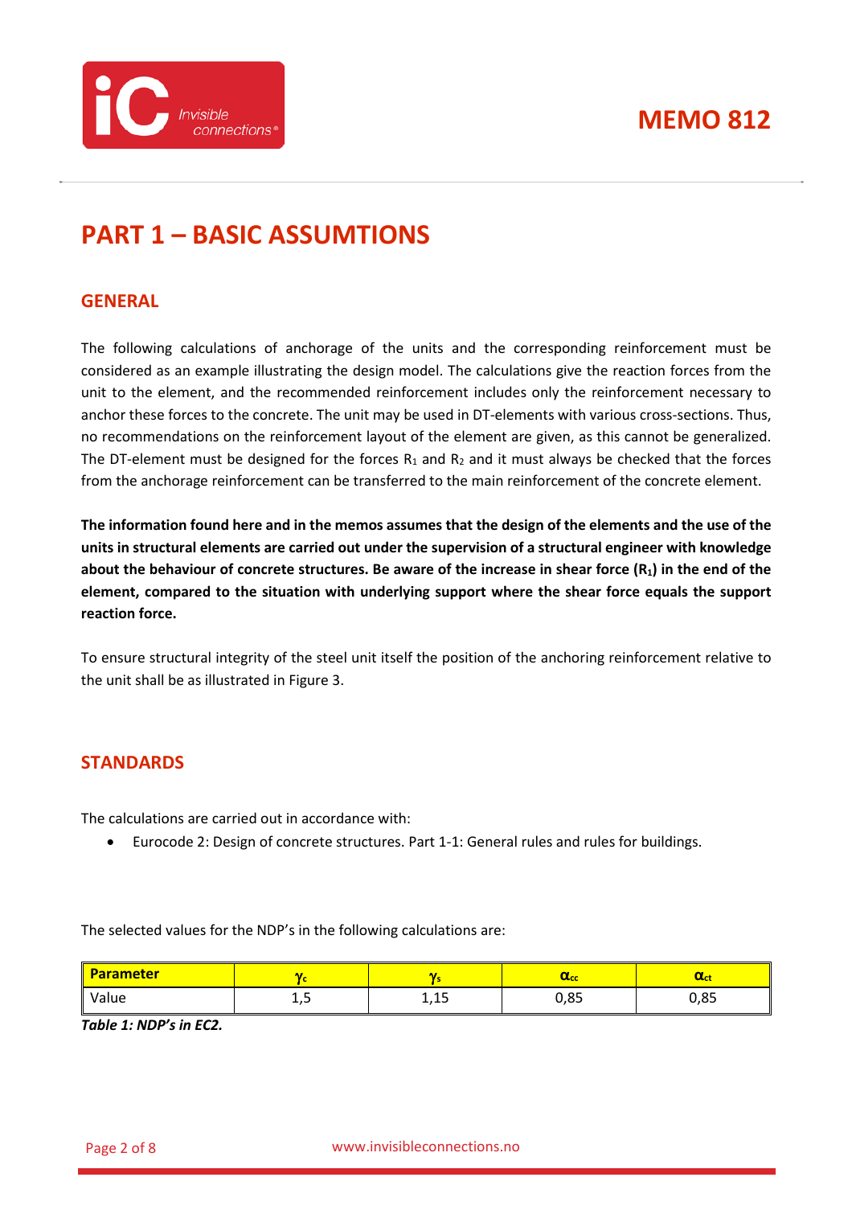# PART 1 – BASIC ASSUMTIONS

## GENERAL

The following calculations of anchorage of the units and the corresponding reinforcement must be considered as an example illustrating the design model. The calculations give the reaction forces from the unit to the element, and the recommended reinforcement includes only the reinforcement necessary to anchor these forces to the concrete. The unit may be used in DT-elements with various cross-sections. Thus, no recommendations on the reinforcement layout of the element are given, as this cannot be generalized. The DT-element must be designed for the forces $R_1$ and $R_2$ and it must always be checked that the forces from the anchorage reinforcement can be transferred to the main reinforcement of the concrete element.

**The information found here and in the memos assumes that the design of the elements and the use of the units in structural elements are carried out under the supervision of a structural engineer with knowledge about the behaviour of concrete structures. Be aware of the increase in shear force ($R_1$) in the end of the element, compared to the situation with underlying support where the shear force equals the support reaction force.**

To ensure structural integrity of the steel unit itself the position of the anchoring reinforcement relative to the unit shall be as illustrated in Figure 3.

## STANDARDS

The calculations are carried out in accordance with:

- Eurocode 2: Design of concrete structures. Part 1-1: General rules and rules for buildings.

The selected values for the NDP's in the following calculations are:

| Parameter | $\gamma_c$ | $\gamma_s$ | $\alpha_{cc}$ | $\alpha_{ct}$ |
|---|---|---|---|---|
| Value | 1,5 | 1,15 | 0,85 | 0,85 |

***Table 1: NDP's in EC2.***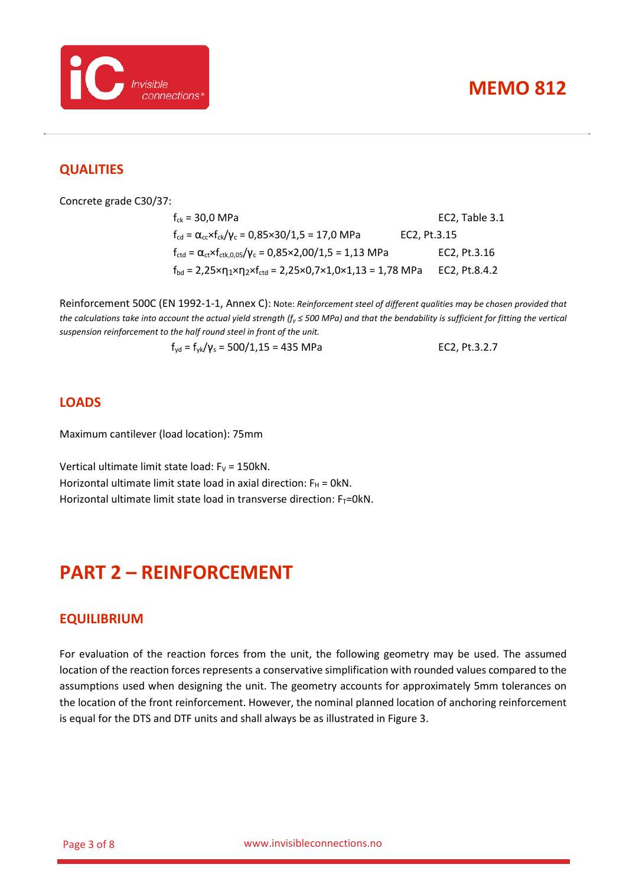## QUALITIES

Concrete grade C30/37:

| | |
|---|---|
| $f_{ck} = 30{,}0$ MPa | EC2, Table 3.1 |
| $f_{cd} = \alpha_{cc} \times f_{ck} / \gamma_c = 0{,}85 \times 30/1{,}5 = 17{,}0$ MPa | EC2, Pt.3.15 |
| $f_{ctd} = \alpha_{ct} \times f_{ctk,0,05} / \gamma_c = 0{,}85 \times 2{,}00/1{,}5 = 1{,}13$ MPa | EC2, Pt.3.16 |
| $f_{bd} = 2{,}25 \times \eta_1 \times \eta_2 \times f_{ctd} = 2{,}25 \times 0{,}7 \times 1{,}0 \times 1{,}13 = 1{,}78$ MPa | EC2, Pt.8.4.2 |

Reinforcement 500C (EN 1992-1-1, Annex C): Note: *Reinforcement steel of different qualities may be chosen provided that the calculations take into account the actual yield strength ($f_y \leq 500$ MPa) and that the bendability is sufficient for fitting the vertical suspension reinforcement to the half round steel in front of the unit.*

| | |
|---|---|
| $f_{yd} = f_{yk} / \gamma_s = 500/1{,}15 = 435$ MPa | EC2, Pt.3.2.7 |

## LOADS

Maximum cantilever (load location): 75mm

Vertical ultimate limit state load: $F_V = 150$kN.
Horizontal ultimate limit state load in axial direction: $F_H = 0$kN.
Horizontal ultimate limit state load in transverse direction: $F_T$=0kN.

# PART 2 – REINFORCEMENT

## EQUILIBRIUM

For evaluation of the reaction forces from the unit, the following geometry may be used. The assumed location of the reaction forces represents a conservative simplification with rounded values compared to the assumptions used when designing the unit. The geometry accounts for approximately 5mm tolerances on the location of the front reinforcement. However, the nominal planned location of anchoring reinforcement is equal for the DTS and DTF units and shall always be as illustrated in Figure 3.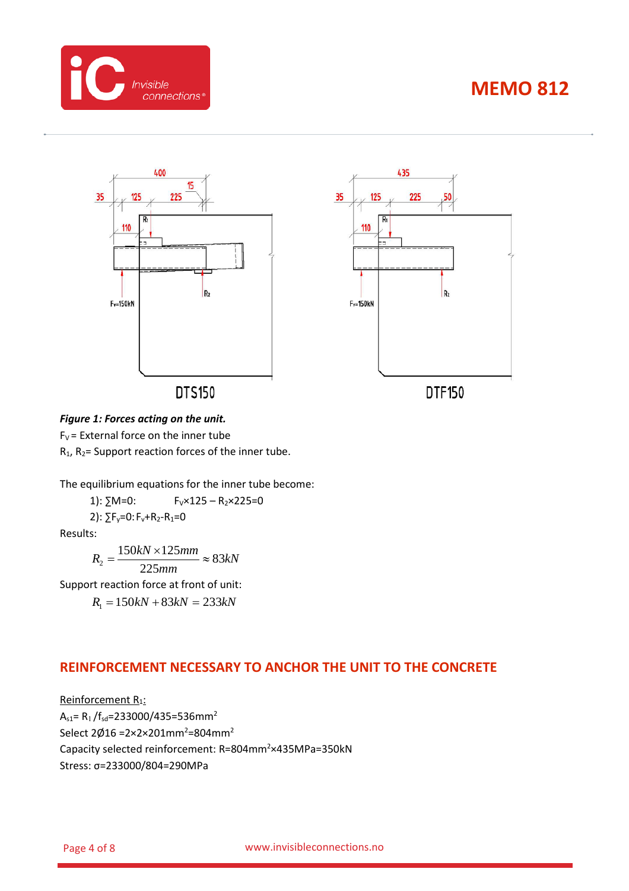*Figure 1: Forces acting on the unit.*

$F_V$ = External force on the inner tube

$R_1$, $R_2$= Support reaction forces of the inner tube.

The equilibrium equations for the inner tube become:

1): $\sum M=0$: $F_V \times 125 - R_2 \times 225 = 0$

2): $\sum F_y=0$: $F_v + R_2 - R_1 = 0$

Results:

$$R_2 = \frac{150kN \times 125mm}{225mm} \approx 83kN$$

Support reaction force at front of unit:

$$R_1 = 150kN + 83kN = 233kN$$

## REINFORCEMENT NECESSARY TO ANCHOR THE UNIT TO THE CONCRETE

Reinforcement $R_1$:

$A_{s1} = R_1 / f_{sd} = 233000/435 = 536 mm^2$

Select 2Ø16 $= 2 \times 2 \times 201 mm^2 = 804 mm^2$

Capacity selected reinforcement: $R = 804 mm^2 \times 435 MPa = 350 kN$

Stress: $\sigma = 233000/804 = 290 MPa$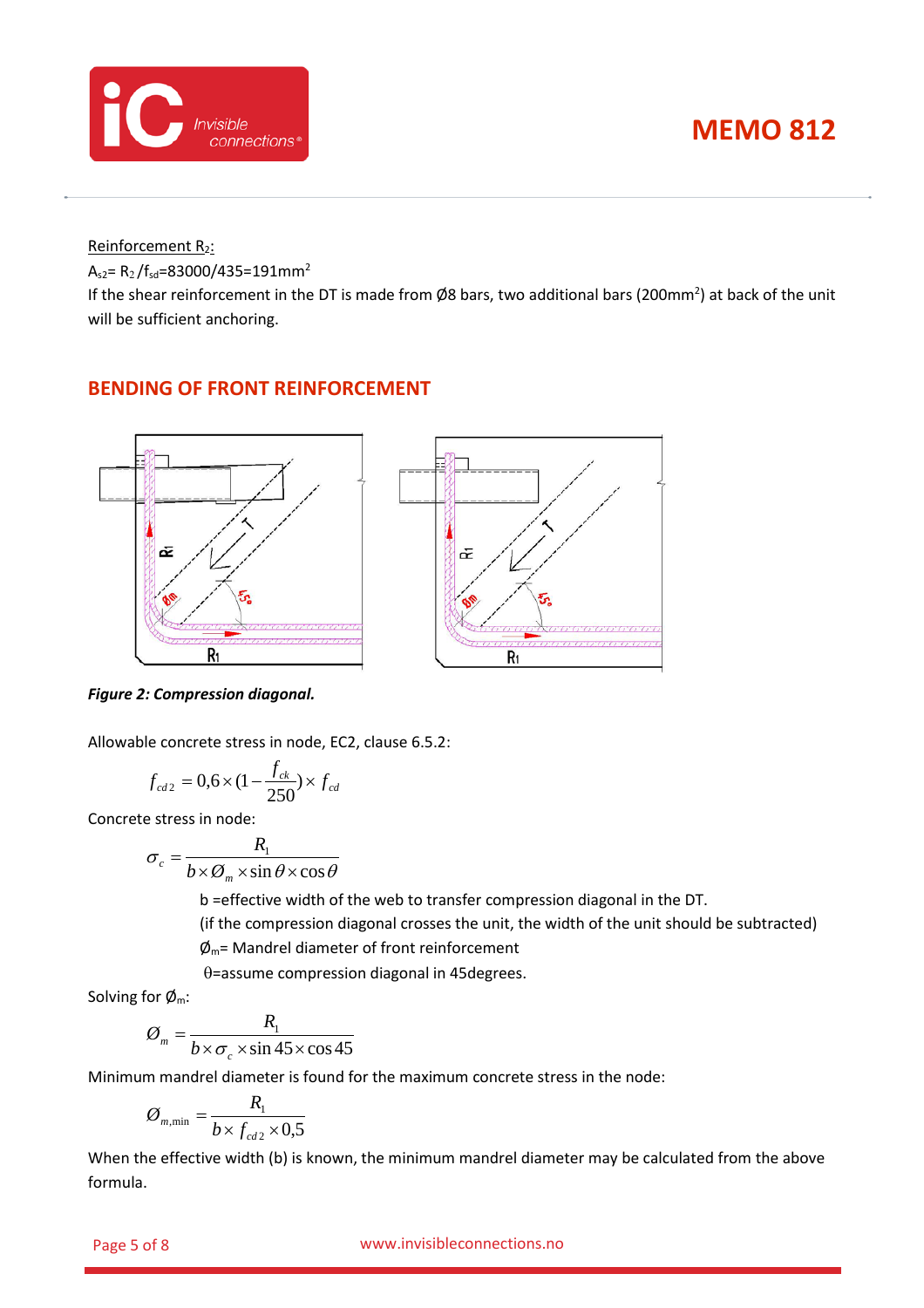Reinforcement $R_2$:

$A_{s2} = R_2 / f_{sd} = 83000/435 = 191 mm^2$

If the shear reinforcement in the DT is made from Ø8 bars, two additional bars ($200mm^2$) at back of the unit will be sufficient anchoring.

## BENDING OF FRONT REINFORCEMENT

***Figure 2: Compression diagonal.***

Allowable concrete stress in node, EC2, clause 6.5.2:

$$f_{cd2} = 0{,}6 \times (1 - \frac{f_{ck}}{250}) \times f_{cd}$$

Concrete stress in node:

$$\sigma_c = \frac{R_1}{b \times Ø_m \times \sin\theta \times \cos\theta}$$

b = effective width of the web to transfer compression diagonal in the DT.
(if the compression diagonal crosses the unit, the width of the unit should be subtracted)
$Ø_m$ = Mandrel diameter of front reinforcement
$\theta$ = assume compression diagonal in 45degrees.

Solving for $Ø_m$:

$$Ø_m = \frac{R_1}{b \times \sigma_c \times \sin 45 \times \cos 45}$$

Minimum mandrel diameter is found for the maximum concrete stress in the node:

$$Ø_{m,\min} = \frac{R_1}{b \times f_{cd2} \times 0{,}5}$$

When the effective width (b) is known, the minimum mandrel diameter may be calculated from the above formula.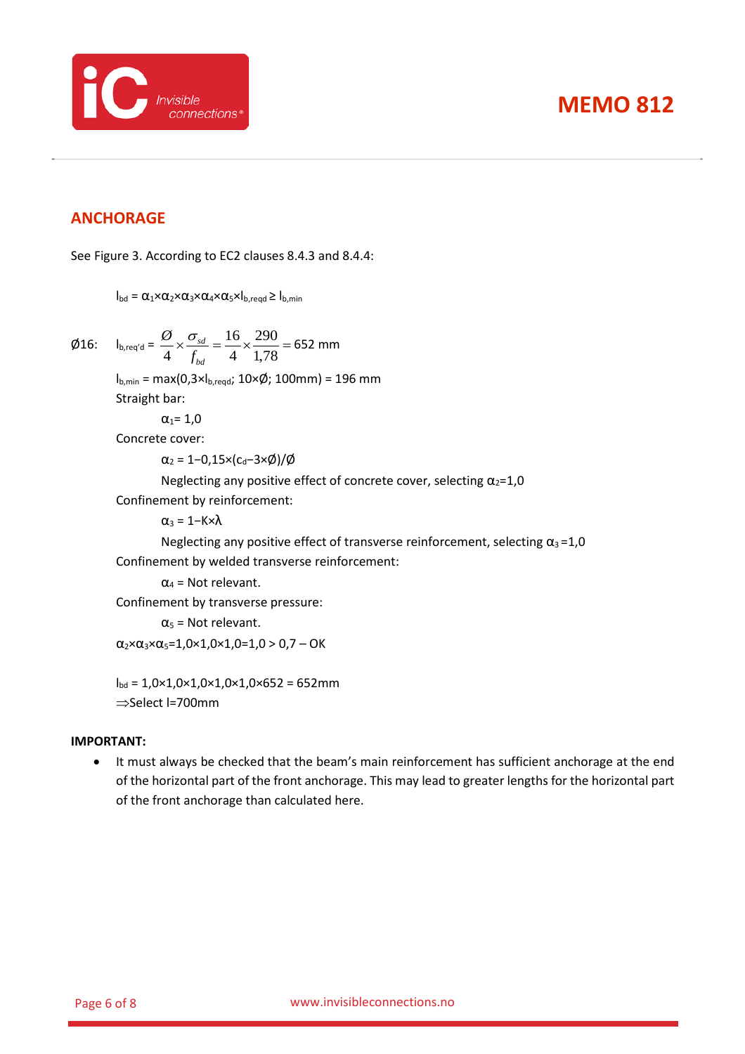## ANCHORAGE

See Figure 3. According to EC2 clauses 8.4.3 and 8.4.4:

$l_{bd} = \alpha_1 \times \alpha_2 \times \alpha_3 \times \alpha_4 \times \alpha_5 \times l_{b,reqd} \geq l_{b,min}$

Ø16: $l_{b,req'd} = \frac{Ø}{4} \times \frac{\sigma_{sd}}{f_{bd}} = \frac{16}{4} \times \frac{290}{1{,}78} = 652$ mm

$l_{b,min} = \max(0{,}3 \times l_{b,reqd};\ 10 \times Ø;\ 100\text{mm}) = 196$ mm

Straight bar:

$\alpha_1 = 1{,}0$

Concrete cover:

$\alpha_2 = 1 - 0{,}15 \times (c_d - 3 \times Ø)/Ø$

Neglecting any positive effect of concrete cover, selecting $\alpha_2 = 1{,}0$

Confinement by reinforcement:

$\alpha_3 = 1 - K \times \lambda$

Neglecting any positive effect of transverse reinforcement, selecting $\alpha_3 = 1{,}0$

Confinement by welded transverse reinforcement:

$\alpha_4$ = Not relevant.

Confinement by transverse pressure:

$\alpha_5$ = Not relevant.

$\alpha_2 \times \alpha_3 \times \alpha_5 = 1{,}0 \times 1{,}0 \times 1{,}0 = 1{,}0 > 0{,}7$ – OK

$l_{bd} = 1{,}0 \times 1{,}0 \times 1{,}0 \times 1{,}0 \times 1{,}0 \times 652 = 652$mm

⇒Select l=700mm

**IMPORTANT:**

- It must always be checked that the beam's main reinforcement has sufficient anchorage at the end of the horizontal part of the front anchorage. This may lead to greater lengths for the horizontal part of the front anchorage than calculated here.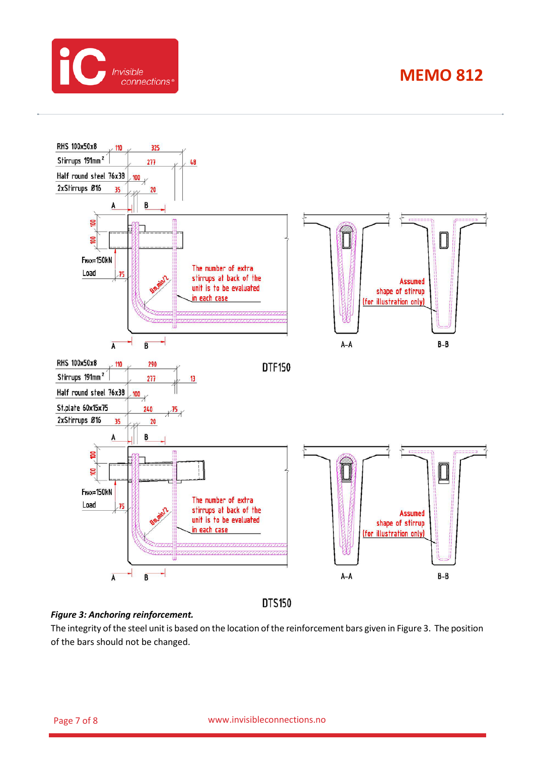**Figure 3: Anchoring reinforcement.**

The integrity of the steel unit is based on the location of the reinforcement bars given in Figure 3. The position of the bars should not be changed.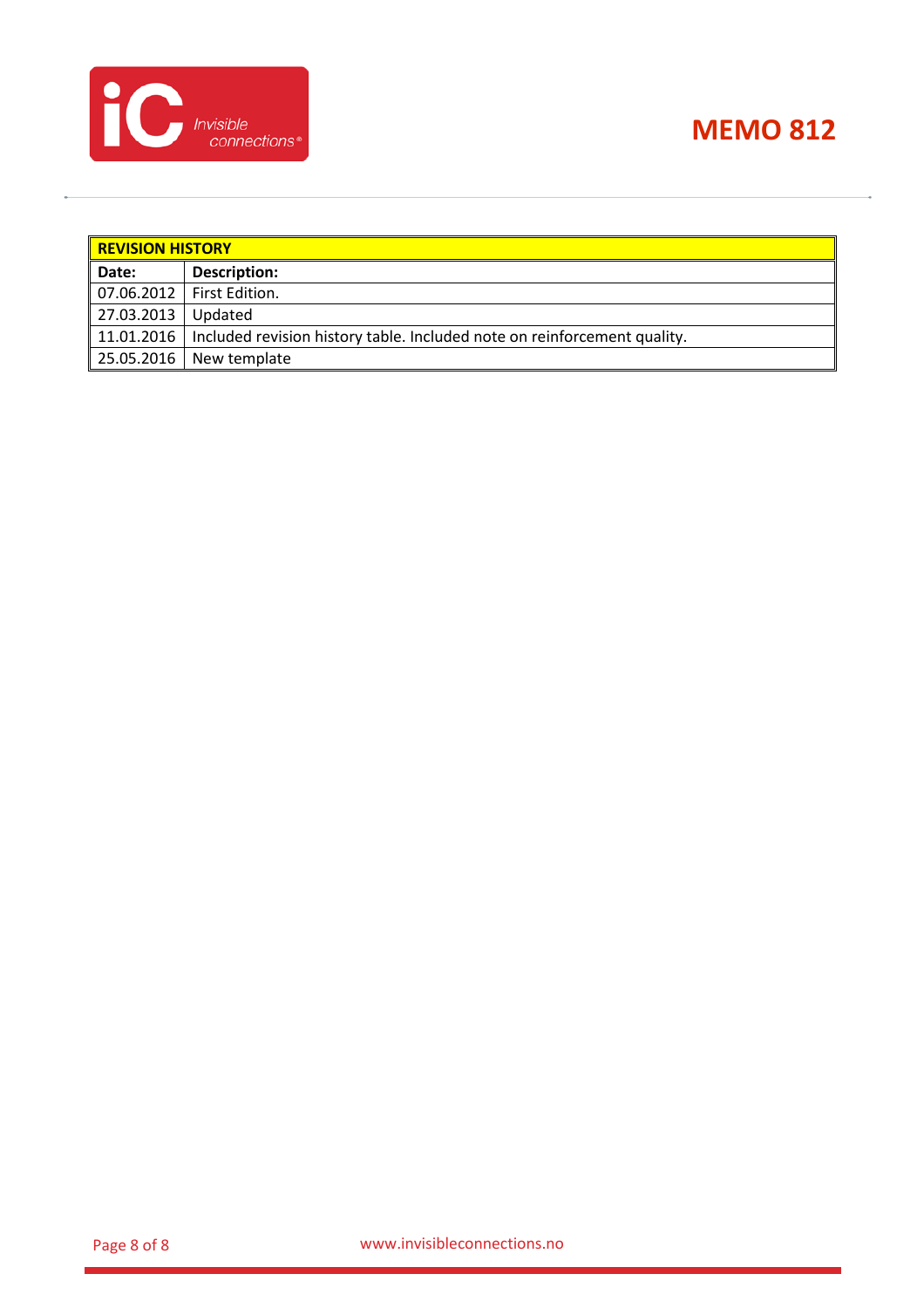| REVISION HISTORY | |
|---|---|
| **Date:** | **Description:** |
| 07.06.2012 | First Edition. |
| 27.03.2013 | Updated |
| 11.01.2016 | Included revision history table. Included note on reinforcement quality. |
| 25.05.2016 | New template |